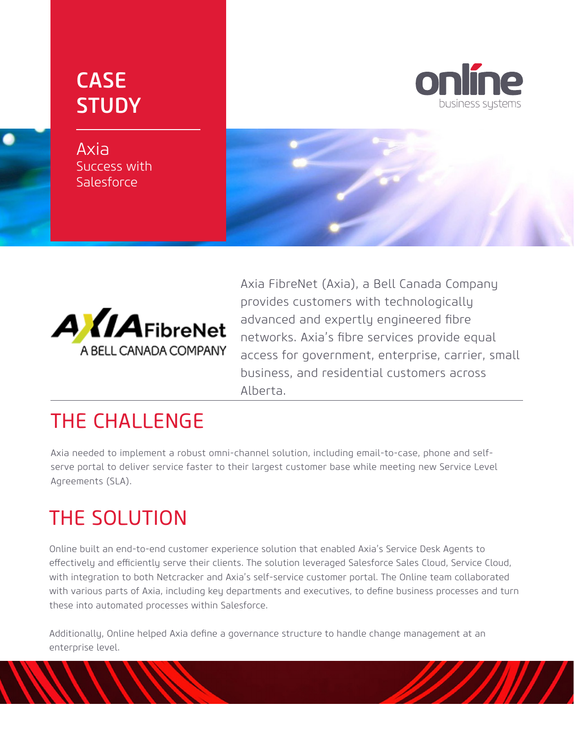# CASE STUDY

## Axia
Success with Salesforce

online
business systems

AXIA FibreNet
A BELL CANADA COMPANY

Axia FibreNet (Axia), a Bell Canada Company provides customers with technologically advanced and expertly engineered fibre networks. Axia's fibre services provide equal access for government, enterprise, carrier, small business, and residential customers across Alberta.

## THE CHALLENGE

Axia needed to implement a robust omni-channel solution, including email-to-case, phone and self-serve portal to deliver service faster to their largest customer base while meeting new Service Level Agreements (SLA).

## THE SOLUTION

Online built an end-to-end customer experience solution that enabled Axia's Service Desk Agents to effectively and efficiently serve their clients. The solution leveraged Salesforce Sales Cloud, Service Cloud, with integration to both Netcracker and Axia's self-service customer portal. The Online team collaborated with various parts of Axia, including key departments and executives, to define business processes and turn these into automated processes within Salesforce.

Additionally, Online helped Axia define a governance structure to handle change management at an enterprise level.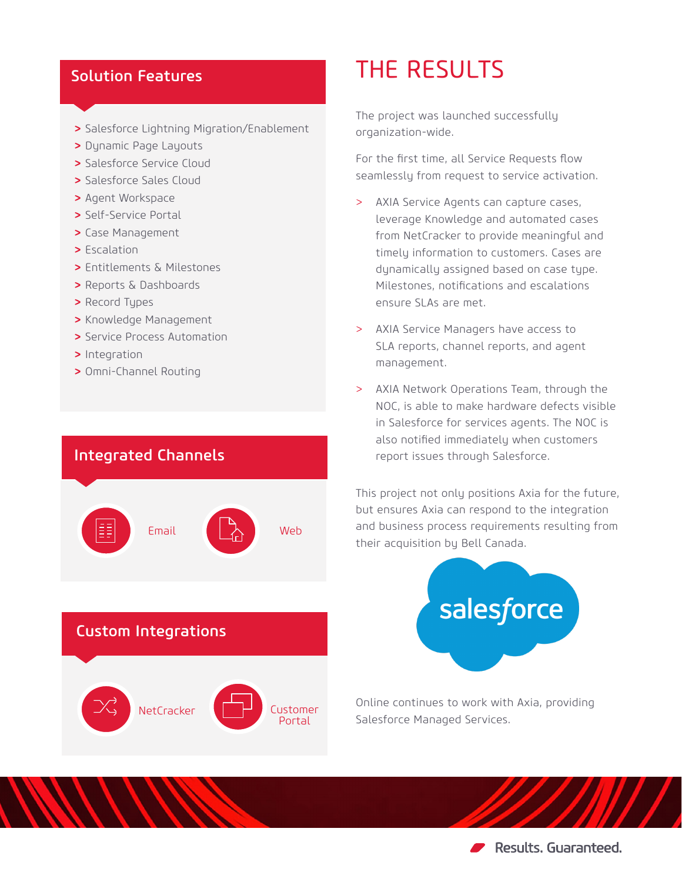## Solution Features

- Salesforce Lightning Migration/Enablement
- Dynamic Page Layouts
- Salesforce Service Cloud
- Salesforce Sales Cloud
- Agent Workspace
- Self-Service Portal
- Case Management
- Escalation
- Entitlements & Milestones
- Reports & Dashboards
- Record Types
- Knowledge Management
- Service Process Automation
- Integration
- Omni-Channel Routing

## Integrated Channels

Email

Web

## Custom Integrations

NetCracker

Customer Portal

# THE RESULTS

The project was launched successfully organization-wide.

For the first time, all Service Requests flow seamlessly from request to service activation.

- AXIA Service Agents can capture cases, leverage Knowledge and automated cases from NetCracker to provide meaningful and timely information to customers. Cases are dynamically assigned based on case type. Milestones, notifications and escalations ensure SLAs are met.
- AXIA Service Managers have access to SLA reports, channel reports, and agent management.
- AXIA Network Operations Team, through the NOC, is able to make hardware defects visible in Salesforce for services agents. The NOC is also notified immediately when customers report issues through Salesforce.

This project not only positions Axia for the future, but ensures Axia can respond to the integration and business process requirements resulting from their acquisition by Bell Canada.

salesforce

Online continues to work with Axia, providing Salesforce Managed Services.

Results. Guaranteed.